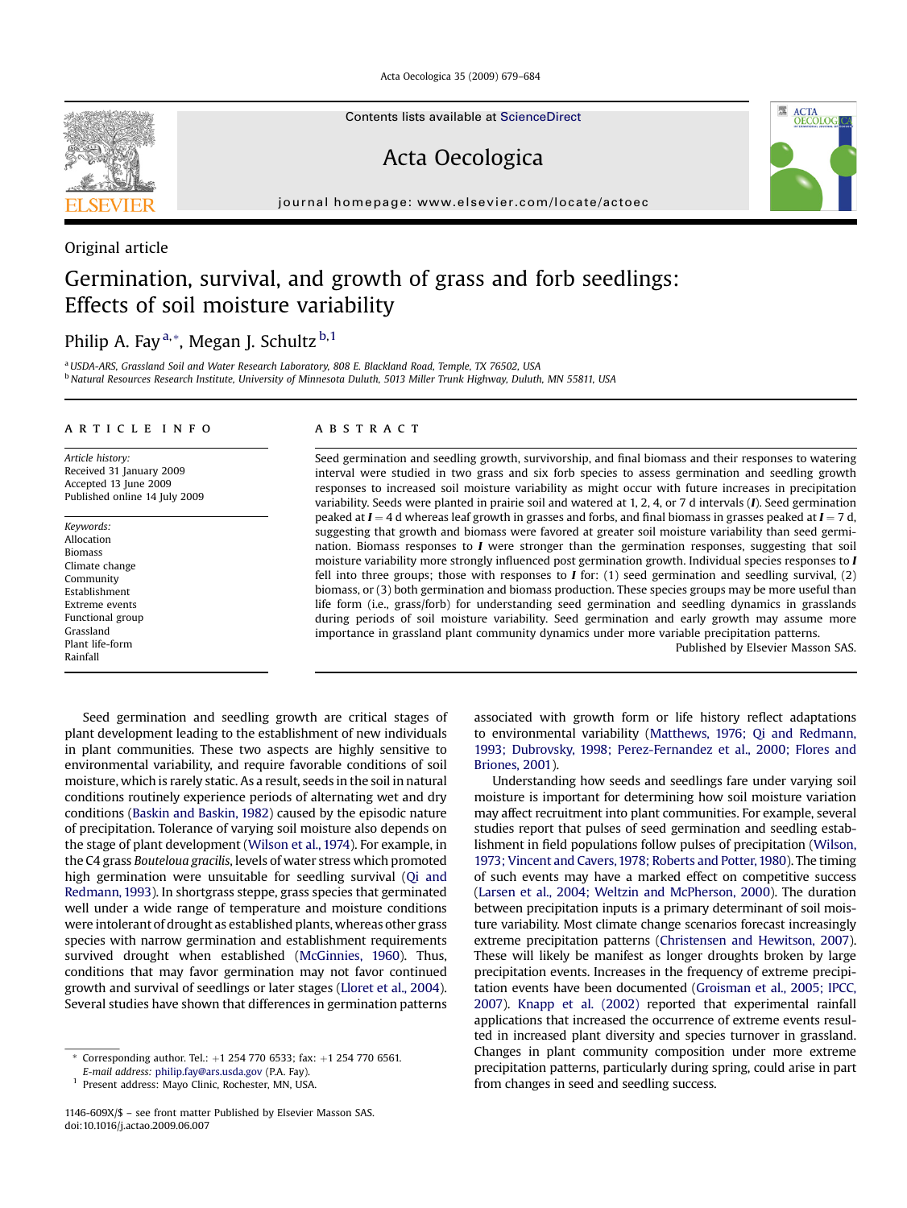Original article

# Germination, survival, and growth of grass and forb seedlings: Effects of soil moisture variability

Philip A. Fay [a,*], Megan J. Schultz [b,1]

[a] USDA-ARS, Grassland Soil and Water Research Laboratory, 808 E. Blackland Road, Temple, TX 76502, USA
[b] Natural Resources Research Institute, University of Minnesota Duluth, 5013 Miller Trunk Highway, Duluth, MN 55811, USA

## ARTICLE INFO

*Article history:*
Received 31 January 2009
Accepted 13 June 2009
Published online 14 July 2009

*Keywords:*
Allocation
Biomass
Climate change
Community
Establishment
Extreme events
Functional group
Grassland
Plant life-form
Rainfall

## ABSTRACT

Seed germination and seedling growth, survivorship, and final biomass and their responses to watering interval were studied in two grass and six forb species to assess germination and seedling growth responses to increased soil moisture variability as might occur with future increases in precipitation variability. Seeds were planted in prairie soil and watered at 1, 2, 4, or 7 d intervals (***I***). Seed germination peaked at ***I*** = 4 d whereas leaf growth in grasses and forbs, and final biomass in grasses peaked at ***I*** = 7 d, suggesting that growth and biomass were favored at greater soil moisture variability than seed germination. Biomass responses to ***I*** were stronger than the germination responses, suggesting that soil moisture variability more strongly influenced post germination growth. Individual species responses to ***I*** fell into three groups; those with responses to ***I*** for: (1) seed germination and seedling survival, (2) biomass, or (3) both germination and biomass production. These species groups may be more useful than life form (i.e., grass/forb) for understanding seed germination and seedling dynamics in grasslands during periods of soil moisture variability. Seed germination and early growth may assume more importance in grassland plant community dynamics under more variable precipitation patterns.

Published by Elsevier Masson SAS.

Seed germination and seedling growth are critical stages of plant development leading to the establishment of new individuals in plant communities. These two aspects are highly sensitive to environmental variability, and require favorable conditions of soil moisture, which is rarely static. As a result, seeds in the soil in natural conditions routinely experience periods of alternating wet and dry conditions (Baskin and Baskin, 1982) caused by the episodic nature of precipitation. Tolerance of varying soil moisture also depends on the stage of plant development (Wilson et al., 1974). For example, in the C4 grass *Bouteloua gracilis*, levels of water stress which promoted high germination were unsuitable for seedling survival (Qi and Redmann, 1993). In shortgrass steppe, grass species that germinated well under a wide range of temperature and moisture conditions were intolerant of drought as established plants, whereas other grass species with narrow germination and establishment requirements survived drought when established (McGinnies, 1960). Thus, conditions that may favor germination may not favor continued growth and survival of seedlings or later stages (Lloret et al., 2004). Several studies have shown that differences in germination patterns associated with growth form or life history reflect adaptations to environmental variability (Matthews, 1976; Qi and Redmann, 1993; Dubrovsky, 1998; Perez-Fernandez et al., 2000; Flores and Briones, 2001).

Understanding how seeds and seedlings fare under varying soil moisture is important for determining how soil moisture variation may affect recruitment into plant communities. For example, several studies report that pulses of seed germination and seedling establishment in field populations follow pulses of precipitation (Wilson, 1973; Vincent and Cavers, 1978; Roberts and Potter, 1980). The timing of such events may have a marked effect on competitive success (Larsen et al., 2004; Weltzin and McPherson, 2000). The duration between precipitation inputs is a primary determinant of soil moisture variability. Most climate change scenarios forecast increasingly extreme precipitation patterns (Christensen and Hewitson, 2007). These will likely be manifest as longer droughts broken by large precipitation events. Increases in the frequency of extreme precipitation events have been documented (Groisman et al., 2005; IPCC, 2007). Knapp et al. (2002) reported that experimental rainfall applications that increased the occurrence of extreme events resulted in increased plant diversity and species turnover in grassland. Changes in plant community composition under more extreme precipitation patterns, particularly during spring, could arise in part from changes in seed and seedling success.

\* Corresponding author. Tel.: +1 254 770 6533; fax: +1 254 770 6561.
*E-mail address:* philip.fay@ars.usda.gov (P.A. Fay).
[1] Present address: Mayo Clinic, Rochester, MN, USA.

1146-609X/$ – see front matter Published by Elsevier Masson SAS.
doi:10.1016/j.actao.2009.06.007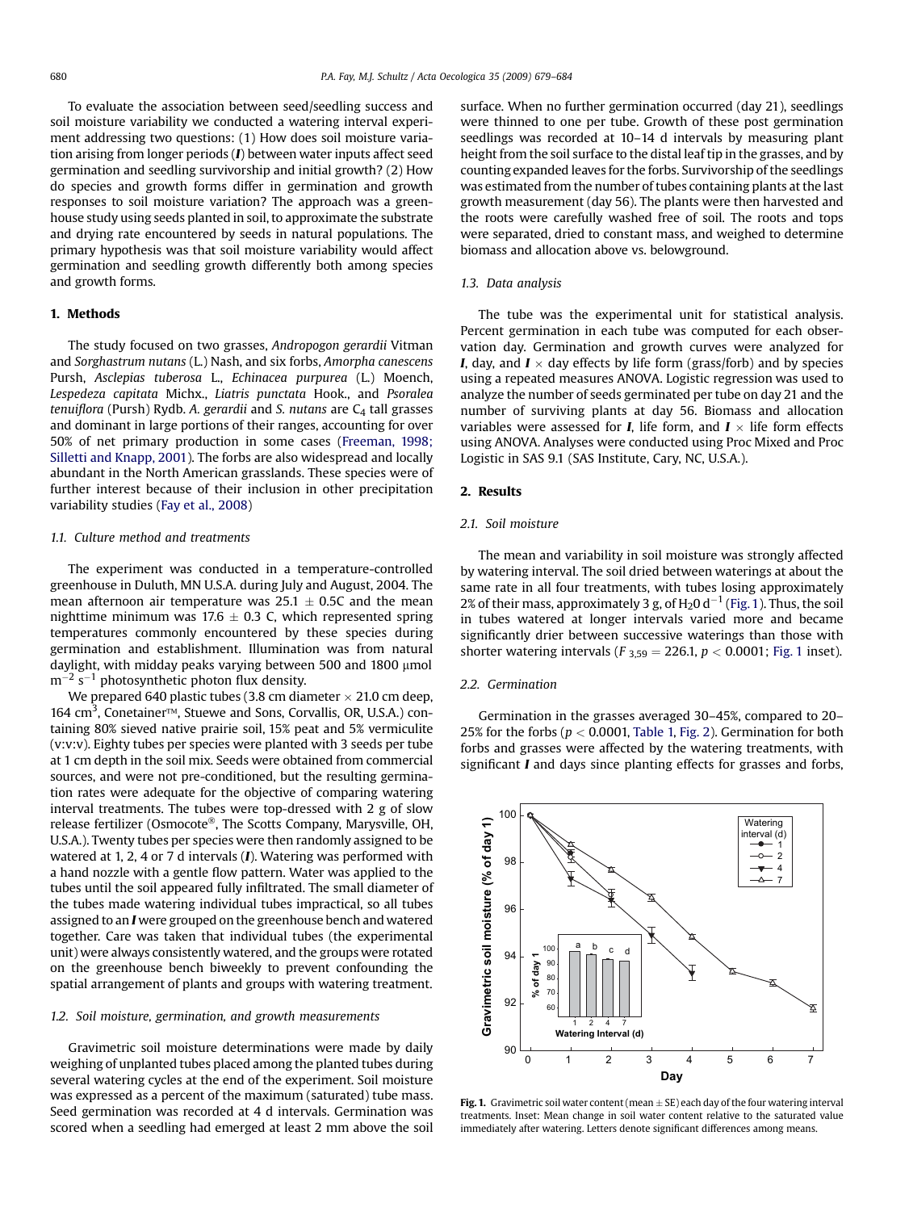To evaluate the association between seed/seedling success and soil moisture variability we conducted a watering interval experiment addressing two questions: (1) How does soil moisture variation arising from longer periods (***I***) between water inputs affect seed germination and seedling survivorship and initial growth? (2) How do species and growth forms differ in germination and growth responses to soil moisture variation? The approach was a greenhouse study using seeds planted in soil, to approximate the substrate and drying rate encountered by seeds in natural populations. The primary hypothesis was that soil moisture variability would affect germination and seedling growth differently both among species and growth forms.

## 1. Methods

The study focused on two grasses, *Andropogon gerardii* Vitman and *Sorghastrum nutans* (L.) Nash, and six forbs, *Amorpha canescens* Pursh, *Asclepias tuberosa* L., *Echinacea purpurea* (L.) Moench, *Lespedeza capitata* Michx., *Liatris punctata* Hook., and *Psoralea tenuiflora* (Pursh) Rydb. *A. gerardii* and *S. nutans* are $C_4$ tall grasses and dominant in large portions of their ranges, accounting for over 50% of net primary production in some cases (Freeman, 1998; Silletti and Knapp, 2001). The forbs are also widespread and locally abundant in the North American grasslands. These species were of further interest because of their inclusion in other precipitation variability studies (Fay et al., 2008)

### 1.1. Culture method and treatments

The experiment was conducted in a temperature-controlled greenhouse in Duluth, MN U.S.A. during July and August, 2004. The mean afternoon air temperature was $25.1 \pm 0.5$C and the mean nighttime minimum was $17.6 \pm 0.3$ C, which represented spring temperatures commonly encountered by these species during germination and establishment. Illumination was from natural daylight, with midday peaks varying between 500 and 1800 μmol $m^{-2}$ $s^{-1}$ photosynthetic photon flux density.

We prepared 640 plastic tubes (3.8 cm diameter × 21.0 cm deep, 164 $cm^3$, Conetainer™, Stuewe and Sons, Corvallis, OR, U.S.A.) containing 80% sieved native prairie soil, 15% peat and 5% vermiculite (v:v:v). Eighty tubes per species were planted with 3 seeds per tube at 1 cm depth in the soil mix. Seeds were obtained from commercial sources, and were not pre-conditioned, but the resulting germination rates were adequate for the objective of comparing watering interval treatments. The tubes were top-dressed with 2 g of slow release fertilizer (Osmocote®, The Scotts Company, Marysville, OH, U.S.A.). Twenty tubes per species were then randomly assigned to be watered at 1, 2, 4 or 7 d intervals (***I***). Watering was performed with a hand nozzle with a gentle flow pattern. Water was applied to the tubes until the soil appeared fully infiltrated. The small diameter of the tubes made watering individual tubes impractical, so all tubes assigned to an ***I*** were grouped on the greenhouse bench and watered together. Care was taken that individual tubes (the experimental unit) were always consistently watered, and the groups were rotated on the greenhouse bench biweekly to prevent confounding the spatial arrangement of plants and groups with watering treatment.

### 1.2. Soil moisture, germination, and growth measurements

Gravimetric soil moisture determinations were made by daily weighing of unplanted tubes placed among the planted tubes during several watering cycles at the end of the experiment. Soil moisture was expressed as a percent of the maximum (saturated) tube mass. Seed germination was recorded at 4 d intervals. Germination was scored when a seedling had emerged at least 2 mm above the soil surface. When no further germination occurred (day 21), seedlings were thinned to one per tube. Growth of these post germination seedlings was recorded at 10–14 d intervals by measuring plant height from the soil surface to the distal leaf tip in the grasses, and by counting expanded leaves for the forbs. Survivorship of the seedlings was estimated from the number of tubes containing plants at the last growth measurement (day 56). The plants were then harvested and the roots were carefully washed free of soil. The roots and tops were separated, dried to constant mass, and weighed to determine biomass and allocation above vs. belowground.

### 1.3. Data analysis

The tube was the experimental unit for statistical analysis. Percent germination in each tube was computed for each observation day. Germination and growth curves were analyzed for ***I***, day, and ***I*** × day effects by life form (grass/forb) and by species using a repeated measures ANOVA. Logistic regression was used to analyze the number of seeds germinated per tube on day 21 and the number of surviving plants at day 56. Biomass and allocation variables were assessed for ***I***, life form, and ***I*** × life form effects using ANOVA. Analyses were conducted using Proc Mixed and Proc Logistic in SAS 9.1 (SAS Institute, Cary, NC, U.S.A.).

## 2. Results

### 2.1. Soil moisture

The mean and variability in soil moisture was strongly affected by watering interval. The soil dried between waterings at about the same rate in all four treatments, with tubes losing approximately 2% of their mass, approximately 3 g, of $H_2O$ $d^{-1}$ (Fig. 1). Thus, the soil in tubes watered at longer intervals varied more and became significantly drier between successive waterings than those with shorter watering intervals ($F_{3,59} = 226.1$, $p < 0.0001$; Fig. 1 inset).

### 2.2. Germination

Germination in the grasses averaged 30–45%, compared to 20–25% for the forbs ($p < 0.0001$, Table 1, Fig. 2). Germination for both forbs and grasses were affected by the watering treatments, with significant ***I*** and days since planting effects for grasses and forbs,

Fig. 1. Gravimetric soil water content (mean ± SE) each day of the four watering interval treatments. Inset: Mean change in soil water content relative to the saturated value immediately after watering. Letters denote significant differences among means.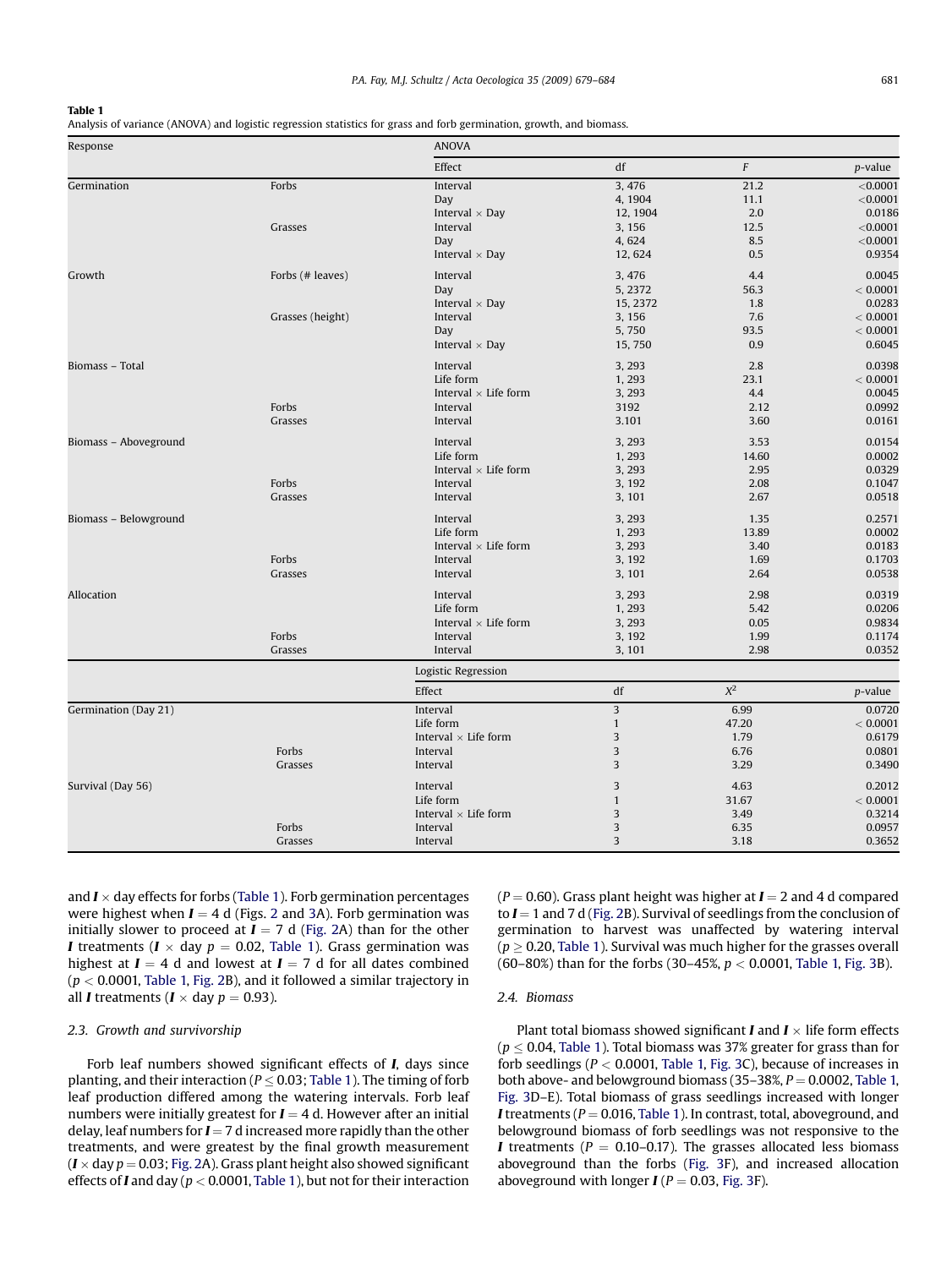**Table 1**
Analysis of variance (ANOVA) and logistic regression statistics for grass and forb germination, growth, and biomass.

| Response | | ANOVA | | | |
|---|---|---|---|---|---|
| | | Effect | df | *F* | *p*-value |
| Germination | Forbs | Interval | 3, 476 | 21.2 | <0.0001 |
| | | Day | 4, 1904 | 11.1 | <0.0001 |
| | | Interval × Day | 12, 1904 | 2.0 | 0.0186 |
| | Grasses | Interval | 3, 156 | 12.5 | <0.0001 |
| | | Day | 4, 624 | 8.5 | <0.0001 |
| | | Interval × Day | 12, 624 | 0.5 | 0.9354 |
| Growth | Forbs (# leaves) | Interval | 3, 476 | 4.4 | 0.0045 |
| | | Day | 5, 2372 | 56.3 | < 0.0001 |
| | | Interval × Day | 15, 2372 | 1.8 | 0.0283 |
| | Grasses (height) | Interval | 3, 156 | 7.6 | < 0.0001 |
| | | Day | 5, 750 | 93.5 | < 0.0001 |
| | | Interval × Day | 15, 750 | 0.9 | 0.6045 |
| Biomass – Total | | Interval | 3, 293 | 2.8 | 0.0398 |
| | | Life form | 1, 293 | 23.1 | < 0.0001 |
| | | Interval × Life form | 3, 293 | 4.4 | 0.0045 |
| | Forbs | Interval | 3192 | 2.12 | 0.0992 |
| | Grasses | Interval | 3.101 | 3.60 | 0.0161 |
| Biomass – Aboveground | | Interval | 3, 293 | 3.53 | 0.0154 |
| | | Life form | 1, 293 | 14.60 | 0.0002 |
| | | Interval × Life form | 3, 293 | 2.95 | 0.0329 |
| | Forbs | Interval | 3, 192 | 2.08 | 0.1047 |
| | Grasses | Interval | 3, 101 | 2.67 | 0.0518 |
| Biomass – Belowground | | Interval | 3, 293 | 1.35 | 0.2571 |
| | | Life form | 1, 293 | 13.89 | 0.0002 |
| | | Interval × Life form | 3, 293 | 3.40 | 0.0183 |
| | Forbs | Interval | 3, 192 | 1.69 | 0.1703 |
| | Grasses | Interval | 3, 101 | 2.64 | 0.0538 |
| Allocation | | Interval | 3, 293 | 2.98 | 0.0319 |
| | | Life form | 1, 293 | 5.42 | 0.0206 |
| | | Interval × Life form | 3, 293 | 0.05 | 0.9834 |
| | Forbs | Interval | 3, 192 | 1.99 | 0.1174 |
| | Grasses | Interval | 3, 101 | 2.98 | 0.0352 |
| | | **Logistic Regression** | | | |
| | | Effect | df | $X^2$ | *p*-value |
| Germination (Day 21) | | Interval | 3 | 6.99 | 0.0720 |
| | | Life form | 1 | 47.20 | < 0.0001 |
| | | Interval × Life form | 3 | 1.79 | 0.6179 |
| | Forbs | Interval | 3 | 6.76 | 0.0801 |
| | Grasses | Interval | 3 | 3.29 | 0.3490 |
| Survival (Day 56) | | Interval | 3 | 4.63 | 0.2012 |
| | | Life form | 1 | 31.67 | < 0.0001 |
| | | Interval × Life form | 3 | 3.49 | 0.3214 |
| | Forbs | Interval | 3 | 6.35 | 0.0957 |
| | Grasses | Interval | 3 | 3.18 | 0.3652 |

and $\boldsymbol{I} \times$ day effects for forbs (Table 1). Forb germination percentages were highest when $\boldsymbol{I} = 4$ d (Figs. 2 and 3A). Forb germination was initially slower to proceed at $\boldsymbol{I} = 7$ d (Fig. 2A) than for the other $\boldsymbol{I}$ treatments ($\boldsymbol{I} \times$ day $p = 0.02$, Table 1). Grass germination was highest at $\boldsymbol{I} = 4$ d and lowest at $\boldsymbol{I} = 7$ d for all dates combined ($p < 0.0001$, Table 1, Fig. 2B), and it followed a similar trajectory in all $\boldsymbol{I}$ treatments ($\boldsymbol{I} \times$ day $p = 0.93$).

### 2.3. Growth and survivorship

Forb leaf numbers showed significant effects of $\boldsymbol{I}$, days since planting, and their interaction ($P \leq 0.03$; Table 1). The timing of forb leaf production differed among the watering intervals. Forb leaf numbers were initially greatest for $\boldsymbol{I} = 4$ d. However after an initial delay, leaf numbers for $\boldsymbol{I} = 7$ d increased more rapidly than the other treatments, and were greatest by the final growth measurement ($\boldsymbol{I} \times$ day $p = 0.03$; Fig. 2A). Grass plant height also showed significant effects of $\boldsymbol{I}$ and day ($p < 0.0001$, Table 1), but not for their interaction ($P = 0.60$). Grass plant height was higher at $\boldsymbol{I} = 2$ and 4 d compared to $\boldsymbol{I} = 1$ and 7 d (Fig. 2B). Survival of seedlings from the conclusion of germination to harvest was unaffected by watering interval ($p \geq 0.20$, Table 1). Survival was much higher for the grasses overall (60–80%) than for the forbs (30–45%, $p < 0.0001$, Table 1, Fig. 3B).

### 2.4. Biomass

Plant total biomass showed significant $\boldsymbol{I}$ and $\boldsymbol{I} \times$ life form effects ($p \leq 0.04$, Table 1). Total biomass was 37% greater for grass than for forb seedlings ($P < 0.0001$, Table 1, Fig. 3C), because of increases in both above- and belowground biomass (35–38%, $P = 0.0002$, Table 1, Fig. 3D–E). Total biomass of grass seedlings increased with longer $\boldsymbol{I}$ treatments ($P = 0.016$, Table 1). In contrast, total, aboveground, and belowground biomass of forb seedlings was not responsive to the $\boldsymbol{I}$ treatments ($P = 0.10$–$0.17$). The grasses allocated less biomass aboveground than the forbs (Fig. 3F), and increased allocation aboveground with longer $\boldsymbol{I}$ ($P = 0.03$, Fig. 3F).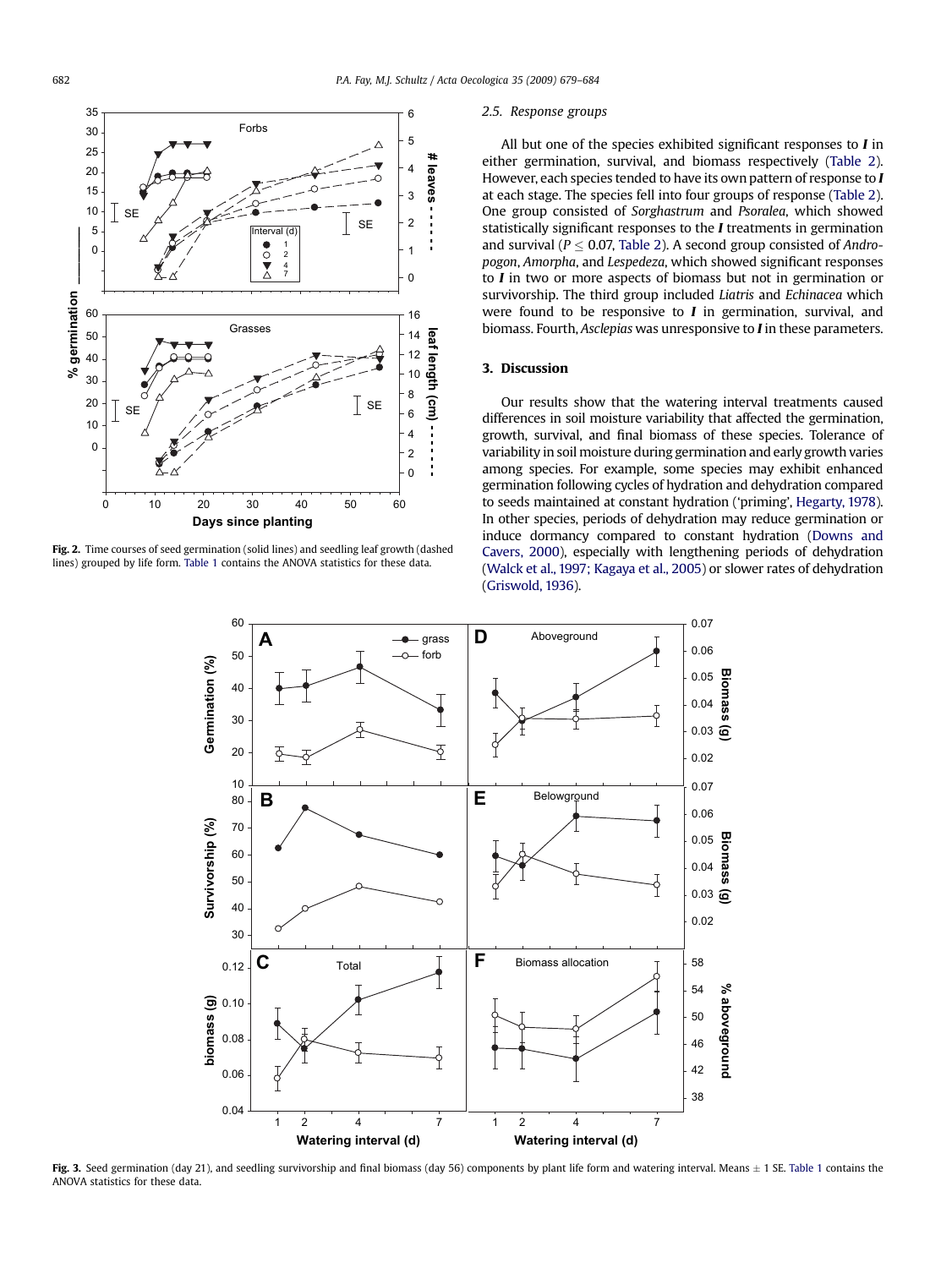Fig. 2. Time courses of seed germination (solid lines) and seedling leaf growth (dashed lines) grouped by life form. Table 1 contains the ANOVA statistics for these data.

### 2.5. Response groups

All but one of the species exhibited significant responses to ***I*** in either germination, survival, and biomass respectively (Table 2). However, each species tended to have its own pattern of response to ***I*** at each stage. The species fell into four groups of response (Table 2). One group consisted of *Sorghastrum* and *Psoralea*, which showed statistically significant responses to the ***I*** treatments in germination and survival ($P \leq 0.07$, Table 2). A second group consisted of *Andropogon*, *Amorpha*, and *Lespedeza*, which showed significant responses to ***I*** in two or more aspects of biomass but not in germination or survivorship. The third group included *Liatris* and *Echinacea* which were found to be responsive to ***I*** in germination, survival, and biomass. Fourth, *Asclepias* was unresponsive to ***I*** in these parameters.

## 3. Discussion

Our results show that the watering interval treatments caused differences in soil moisture variability that affected the germination, growth, survival, and final biomass of these species. Tolerance of variability in soil moisture during germination and early growth varies among species. For example, some species may exhibit enhanced germination following cycles of hydration and dehydration compared to seeds maintained at constant hydration ('priming', Hegarty, 1978). In other species, periods of dehydration may reduce germination or induce dormancy compared to constant hydration (Downs and Cavers, 2000), especially with lengthening periods of dehydration (Walck et al., 1997; Kagaya et al., 2005) or slower rates of dehydration (Griswold, 1936).

Fig. 3. Seed germination (day 21), and seedling survivorship and final biomass (day 56) components by plant life form and watering interval. Means ± 1 SE. Table 1 contains the ANOVA statistics for these data.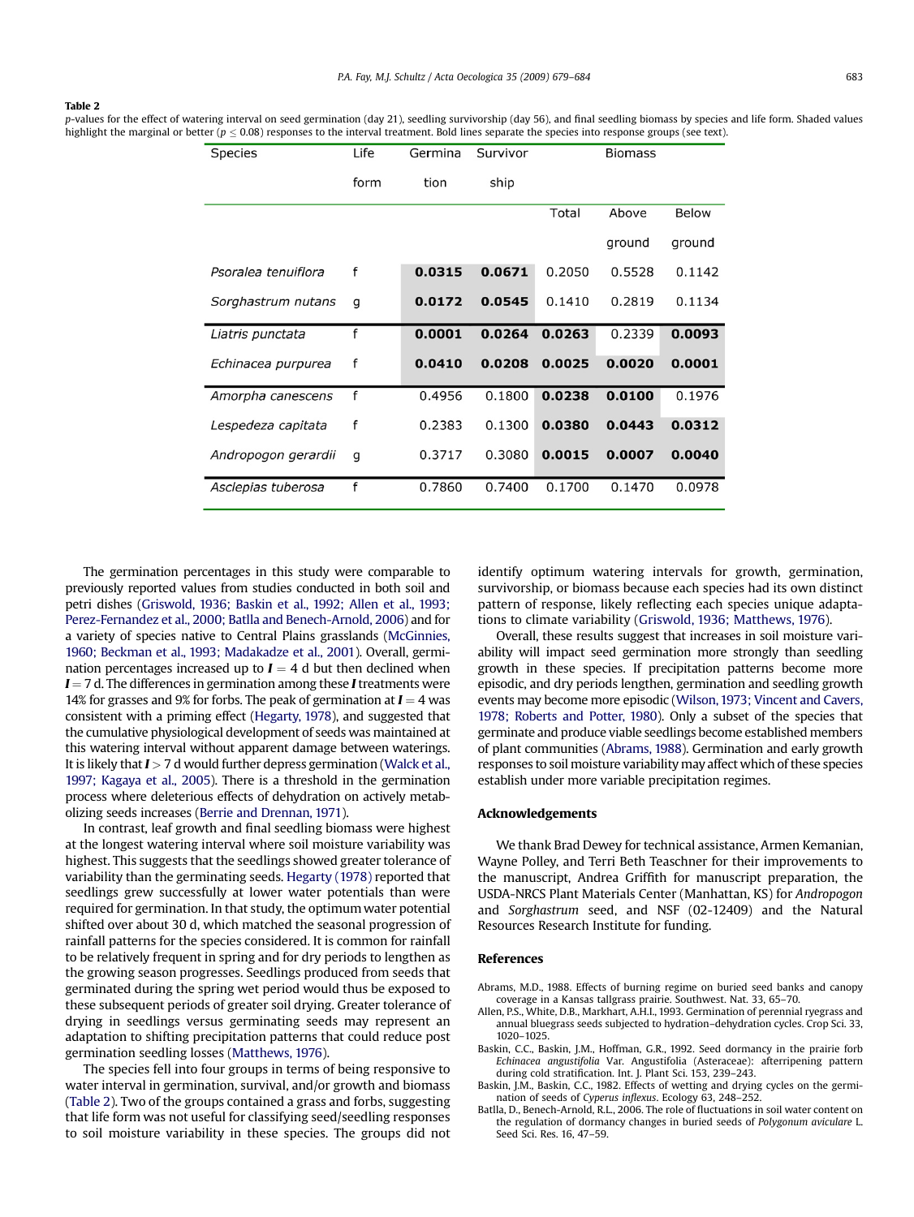**Table 2**
*p*-values for the effect of watering interval on seed germination (day 21), seedling survivorship (day 56), and final seedling biomass by species and life form. Shaded values highlight the marginal or better ($p \leq 0.08$) responses to the interval treatment. Bold lines separate the species into response groups (see text).

| Species | Life form | Germination | Survivorship | Biomass | | |
|---|---|---|---|---|---|---|
| | | | | Total | Above ground | Below ground |
| *Psoralea tenuiflora* | f | **0.0315** | **0.0671** | 0.2050 | 0.5528 | 0.1142 |
| *Sorghastrum nutans* | g | **0.0172** | **0.0545** | 0.1410 | 0.2819 | 0.1134 |
| *Liatris punctata* | f | **0.0001** | **0.0264** | **0.0263** | 0.2339 | **0.0093** |
| *Echinacea purpurea* | f | **0.0410** | **0.0208** | **0.0025** | **0.0020** | **0.0001** |
| *Amorpha canescens* | f | 0.4956 | 0.1800 | **0.0238** | **0.0100** | 0.1976 |
| *Lespedeza capitata* | f | 0.2383 | 0.1300 | **0.0380** | **0.0443** | **0.0312** |
| *Andropogon gerardii* | g | 0.3717 | 0.3080 | **0.0015** | **0.0007** | **0.0040** |
| *Asclepias tuberosa* | f | 0.7860 | 0.7400 | 0.1700 | 0.1470 | 0.0978 |

The germination percentages in this study were comparable to previously reported values from studies conducted in both soil and petri dishes (Griswold, 1936; Baskin et al., 1992; Allen et al., 1993; Perez-Fernandez et al., 2000; Batlla and Benech-Arnold, 2006) and for a variety of species native to Central Plains grasslands (McGinnies, 1960; Beckman et al., 1993; Madakadze et al., 2001). Overall, germination percentages increased up to $\boldsymbol{I} = 4$ d but then declined when $\boldsymbol{I} = 7$ d. The differences in germination among these $\boldsymbol{I}$ treatments were 14% for grasses and 9% for forbs. The peak of germination at $\boldsymbol{I} = 4$ was consistent with a priming effect (Hegarty, 1978), and suggested that the cumulative physiological development of seeds was maintained at this watering interval without apparent damage between waterings. It is likely that $\boldsymbol{I} > 7$ d would further depress germination (Walck et al., 1997; Kagaya et al., 2005). There is a threshold in the germination process where deleterious effects of dehydration on actively metabolizing seeds increases (Berrie and Drennan, 1971).

In contrast, leaf growth and final seedling biomass were highest at the longest watering interval where soil moisture variability was highest. This suggests that the seedlings showed greater tolerance of variability than the germinating seeds. Hegarty (1978) reported that seedlings grew successfully at lower water potentials than were required for germination. In that study, the optimum water potential shifted over about 30 d, which matched the seasonal progression of rainfall patterns for the species considered. It is common for rainfall to be relatively frequent in spring and for dry periods to lengthen as the growing season progresses. Seedlings produced from seeds that germinated during the spring wet period would thus be exposed to these subsequent periods of greater soil drying. Greater tolerance of drying in seedlings versus germinating seeds may represent an adaptation to shifting precipitation patterns that could reduce post germination seedling losses (Matthews, 1976).

The species fell into four groups in terms of being responsive to water interval in germination, survival, and/or growth and biomass (Table 2). Two of the groups contained a grass and forbs, suggesting that life form was not useful for classifying seed/seedling responses to soil moisture variability in these species. The groups did not identify optimum watering intervals for growth, germination, survivorship, or biomass because each species had its own distinct pattern of response, likely reflecting each species unique adaptations to climate variability (Griswold, 1936; Matthews, 1976).

Overall, these results suggest that increases in soil moisture variability will impact seed germination more strongly than seedling growth in these species. If precipitation patterns become more episodic, and dry periods lengthen, germination and seedling growth events may become more episodic (Wilson, 1973; Vincent and Cavers, 1978; Roberts and Potter, 1980). Only a subset of the species that germinate and produce viable seedlings become established members of plant communities (Abrams, 1988). Germination and early growth responses to soil moisture variability may affect which of these species establish under more variable precipitation regimes.

## Acknowledgements

We thank Brad Dewey for technical assistance, Armen Kemanian, Wayne Polley, and Terri Beth Teaschner for their improvements to the manuscript, Andrea Griffith for manuscript preparation, the USDA-NRCS Plant Materials Center (Manhattan, KS) for *Andropogon* and *Sorghastrum* seed, and NSF (02-12409) and the Natural Resources Research Institute for funding.

## References

Abrams, M.D., 1988. Effects of burning regime on buried seed banks and canopy coverage in a Kansas tallgrass prairie. Southwest. Nat. 33, 65–70.

Allen, P.S., White, D.B., Markhart, A.H.I., 1993. Germination of perennial ryegrass and annual bluegrass seeds subjected to hydration–dehydration cycles. Crop Sci. 33, 1020–1025.

Baskin, C.C., Baskin, J.M., Hoffman, G.R., 1992. Seed dormancy in the prairie forb *Echinacea angustifolia* Var. Angustifolia (Asteraceae): afterripening pattern during cold stratification. Int. J. Plant Sci. 153, 239–243.

Baskin, J.M., Baskin, C.C., 1982. Effects of wetting and drying cycles on the germination of seeds of *Cyperus inflexus*. Ecology 63, 248–252.

Batlla, D., Benech-Arnold, R.L., 2006. The role of fluctuations in soil water content on the regulation of dormancy changes in buried seeds of *Polygonum aviculare* L. Seed Sci. Res. 16, 47–59.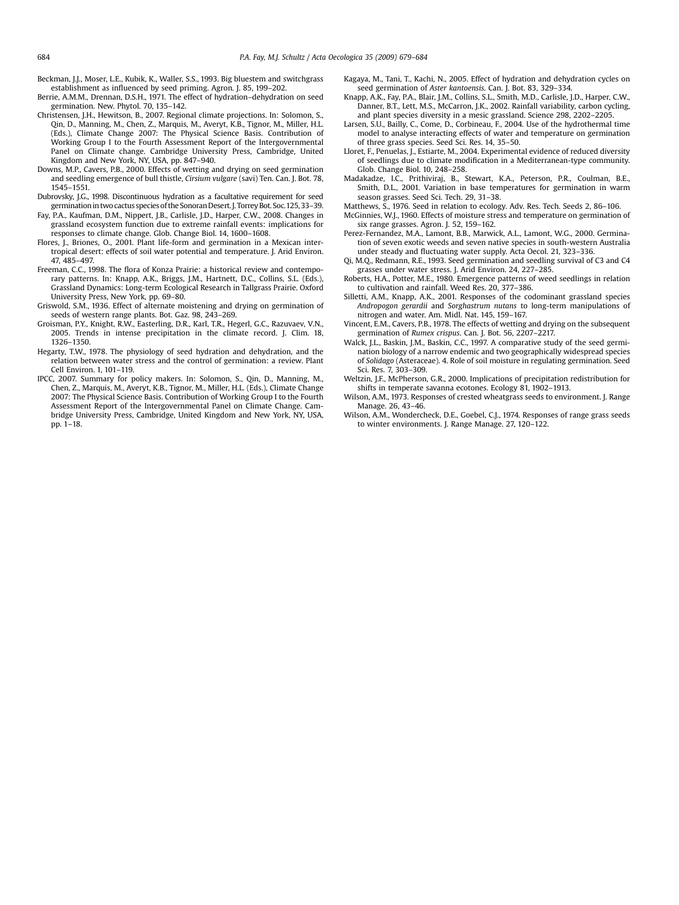Beckman, J.J., Moser, L.E., Kubik, K., Waller, S.S., 1993. Big bluestem and switchgrass establishment as influenced by seed priming. Agron. J. 85, 199–202.

Berrie, A.M.M., Drennan, D.S.H., 1971. The effect of hydration–dehydration on seed germination. New. Phytol. 70, 135–142.

Christensen, J.H., Hewitson, B., 2007. Regional climate projections. In: Solomon, S., Qin, D., Manning, M., Chen, Z., Marquis, M., Averyt, K.B., Tignor, M., Miller, H.L. (Eds.), Climate Change 2007: The Physical Science Basis. Contribution of Working Group I to the Fourth Assessment Report of the Intergovernmental Panel on Climate change. Cambridge University Press, Cambridge, United Kingdom and New York, NY, USA, pp. 847–940.

Downs, M.P., Cavers, P.B., 2000. Effects of wetting and drying on seed germination and seedling emergence of bull thistle, *Cirsium vulgare* (savi) Ten. Can. J. Bot. 78, 1545–1551.

Dubrovsky, J.G., 1998. Discontinuous hydration as a facultative requirement for seed germination in two cactus species of the Sonoran Desert. J. Torrey Bot. Soc. 125, 33–39.

Fay, P.A., Kaufman, D.M., Nippert, J.B., Carlisle, J.D., Harper, C.W., 2008. Changes in grassland ecosystem function due to extreme rainfall events: implications for responses to climate change. Glob. Change Biol. 14, 1600–1608.

Flores, J., Briones, O., 2001. Plant life-form and germination in a Mexican intertropical desert: effects of soil water potential and temperature. J. Arid Environ. 47, 485–497.

Freeman, C.C., 1998. The flora of Konza Prairie: a historical review and contemporary patterns. In: Knapp, A.K., Briggs, J.M., Hartnett, D.C., Collins, S.L. (Eds.), Grassland Dynamics: Long-term Ecological Research in Tallgrass Prairie. Oxford University Press, New York, pp. 69–80.

Griswold, S.M., 1936. Effect of alternate moistening and drying on germination of seeds of western range plants. Bot. Gaz. 98, 243–269.

Groisman, P.Y., Knight, R.W., Easterling, D.R., Karl, T.R., Hegerl, G.C., Razuvaev, V.N., 2005. Trends in intense precipitation in the climate record. J. Clim. 18, 1326–1350.

Hegarty, T.W., 1978. The physiology of seed hydration and dehydration, and the relation between water stress and the control of germination: a review. Plant Cell Environ. 1, 101–119.

IPCC, 2007. Summary for policy makers. In: Solomon, S., Qin, D., Manning, M., Chen, Z., Marquis, M., Averyt, K.B., Tignor, M., Miller, H.L. (Eds.), Climate Change 2007: The Physical Science Basis. Contribution of Working Group I to the Fourth Assessment Report of the Intergovernmental Panel on Climate Change. Cambridge University Press, Cambridge, United Kingdom and New York, NY, USA, pp. 1–18.

Kagaya, M., Tani, T., Kachi, N., 2005. Effect of hydration and dehydration cycles on seed germination of *Aster kantoensis*. Can. J. Bot. 83, 329–334.

Knapp, A.K., Fay, P.A., Blair, J.M., Collins, S.L., Smith, M.D., Carlisle, J.D., Harper, C.W., Danner, B.T., Lett, M.S., McCarron, J.K., 2002. Rainfall variability, carbon cycling, and plant species diversity in a mesic grassland. Science 298, 2202–2205.

Larsen, S.U., Bailly, C., Come, D., Corbineau, F., 2004. Use of the hydrothermal time model to analyse interacting effects of water and temperature on germination of three grass species. Seed Sci. Res. 14, 35–50.

Lloret, F., Penuelas, J., Estiarte, M., 2004. Experimental evidence of reduced diversity of seedlings due to climate modification in a Mediterranean-type community. Glob. Change Biol. 10, 248–258.

Madakadze, I.C., Prithiviraj, B., Stewart, K.A., Peterson, P.R., Coulman, B.E., Smith, D.L., 2001. Variation in base temperatures for germination in warm season grasses. Seed Sci. Tech. 29, 31–38.

Matthews, S., 1976. Seed in relation to ecology. Adv. Res. Tech. Seeds 2, 86–106.

McGinnies, W.J., 1960. Effects of moisture stress and temperature on germination of six range grasses. Agron. J. 52, 159–162.

Perez-Fernandez, M.A., Lamont, B.B., Marwick, A.L., Lamont, W.G., 2000. Germination of seven exotic weeds and seven native species in south-western Australia under steady and fluctuating water supply. Acta Oecol. 21, 323–336.

Qi, M.Q., Redmann, R.E., 1993. Seed germination and seedling survival of C3 and C4 grasses under water stress. J. Arid Environ. 24, 227–285.

Roberts, H.A., Potter, M.E., 1980. Emergence patterns of weed seedlings in relation to cultivation and rainfall. Weed Res. 20, 377–386.

Silletti, A.M., Knapp, A.K., 2001. Responses of the codominant grassland species *Andropogon gerardii* and *Sorghastrum nutans* to long-term manipulations of nitrogen and water. Am. Midl. Nat. 145, 159–167.

Vincent, E.M., Cavers, P.B., 1978. The effects of wetting and drying on the subsequent germination of *Rumex crispus*. Can. J. Bot. 56, 2207–2217.

Walck, J.L., Baskin, J.M., Baskin, C.C., 1997. A comparative study of the seed germination biology of a narrow endemic and two geographically widespread species of *Solidago* (Asteraceae). 4. Role of soil moisture in regulating germination. Seed Sci. Res. 7, 303–309.

Weltzin, J.F., McPherson, G.R., 2000. Implications of precipitation redistribution for shifts in temperate savanna ecotones. Ecology 81, 1902–1913.

Wilson, A.M., 1973. Responses of crested wheatgrass seeds to environment. J. Range Manage. 26, 43–46.

Wilson, A.M., Wondercheck, D.E., Goebel, C.J., 1974. Responses of range grass seeds to winter environments. J. Range Manage. 27, 120–122.